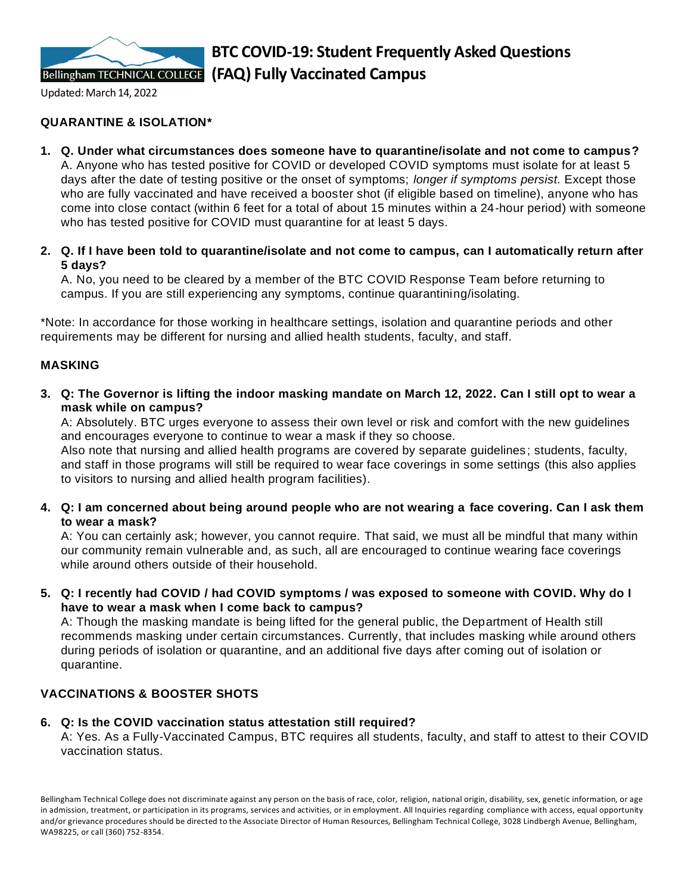# BTC COVID-19: Student Frequently Asked Questions (FAQ) Fully Vaccinated Campus

Updated: March 14, 2022

## QUARANTINE & ISOLATION*

1. **Q. Under what circumstances does someone have to quarantine/isolate and not come to campus?**
   A. Anyone who has tested positive for COVID or developed COVID symptoms must isolate for at least 5 days after the date of testing positive or the onset of symptoms; *longer if symptoms persist.* Except those who are fully vaccinated and have received a booster shot (if eligible based on timeline), anyone who has come into close contact (within 6 feet for a total of about 15 minutes within a 24-hour period) with someone who has tested positive for COVID must quarantine for at least 5 days.

2. **Q. If I have been told to quarantine/isolate and not come to campus, can I automatically return after 5 days?**
   A. No, you need to be cleared by a member of the BTC COVID Response Team before returning to campus. If you are still experiencing any symptoms, continue quarantining/isolating.

*Note: In accordance for those working in healthcare settings, isolation and quarantine periods and other requirements may be different for nursing and allied health students, faculty, and staff.

## MASKING

3. **Q: The Governor is lifting the indoor masking mandate on March 12, 2022. Can I still opt to wear a mask while on campus?**
   A: Absolutely. BTC urges everyone to assess their own level or risk and comfort with the new guidelines and encourages everyone to continue to wear a mask if they so choose.
   Also note that nursing and allied health programs are covered by separate guidelines; students, faculty, and staff in those programs will still be required to wear face coverings in some settings (this also applies to visitors to nursing and allied health program facilities).

4. **Q: I am concerned about being around people who are not wearing a face covering. Can I ask them to wear a mask?**
   A: You can certainly ask; however, you cannot require. That said, we must all be mindful that many within our community remain vulnerable and, as such, all are encouraged to continue wearing face coverings while around others outside of their household.

5. **Q: I recently had COVID / had COVID symptoms / was exposed to someone with COVID. Why do I have to wear a mask when I come back to campus?**
   A: Though the masking mandate is being lifted for the general public, the Department of Health still recommends masking under certain circumstances. Currently, that includes masking while around others during periods of isolation or quarantine, and an additional five days after coming out of isolation or quarantine.

## VACCINATIONS & BOOSTER SHOTS

6. **Q: Is the COVID vaccination status attestation still required?**
   A: Yes. As a Fully-Vaccinated Campus, BTC requires all students, faculty, and staff to attest to their COVID vaccination status.

Bellingham Technical College does not discriminate against any person on the basis of race, color, religion, national origin, disability, sex, genetic information, or age in admission, treatment, or participation in its programs, services and activities, or in employment. All Inquiries regarding compliance with access, equal opportunity and/or grievance procedures should be directed to the Associate Director of Human Resources, Bellingham Technical College, 3028 Lindbergh Avenue, Bellingham, WA98225, or call (360) 752-8354.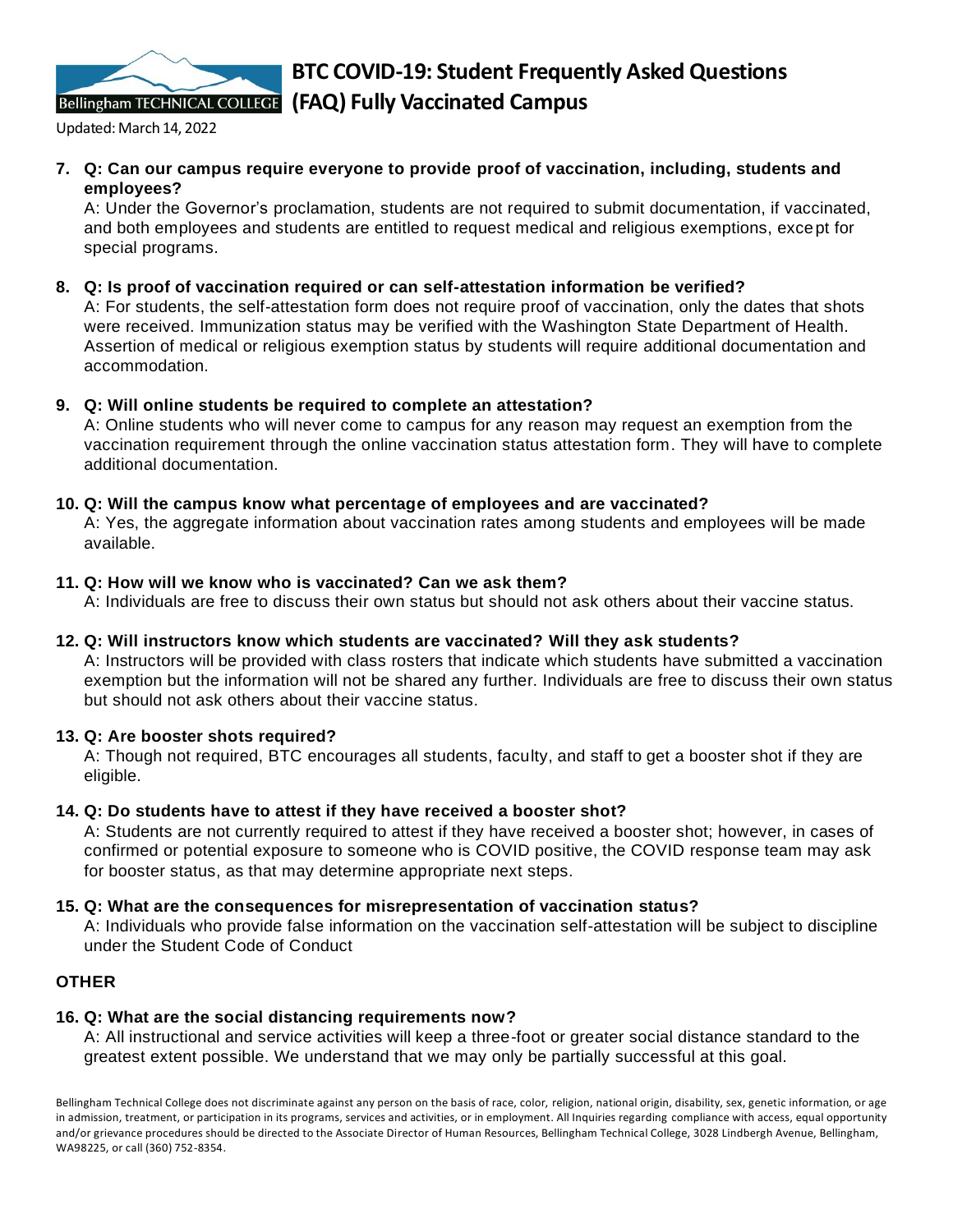7. **Q: Can our campus require everyone to provide proof of vaccination, including, students and employees?**
   A: Under the Governor's proclamation, students are not required to submit documentation, if vaccinated, and both employees and students are entitled to request medical and religious exemptions, except for special programs.

8. **Q: Is proof of vaccination required or can self-attestation information be verified?**
   A: For students, the self-attestation form does not require proof of vaccination, only the dates that shots were received. Immunization status may be verified with the Washington State Department of Health. Assertion of medical or religious exemption status by students will require additional documentation and accommodation.

9. **Q: Will online students be required to complete an attestation?**
   A: Online students who will never come to campus for any reason may request an exemption from the vaccination requirement through the online vaccination status attestation form. They will have to complete additional documentation.

10. **Q: Will the campus know what percentage of employees and are vaccinated?**
    A: Yes, the aggregate information about vaccination rates among students and employees will be made available.

11. **Q: How will we know who is vaccinated? Can we ask them?**
    A: Individuals are free to discuss their own status but should not ask others about their vaccine status.

12. **Q: Will instructors know which students are vaccinated? Will they ask students?**
    A: Instructors will be provided with class rosters that indicate which students have submitted a vaccination exemption but the information will not be shared any further. Individuals are free to discuss their own status but should not ask others about their vaccine status.

13. **Q: Are booster shots required?**
    A: Though not required, BTC encourages all students, faculty, and staff to get a booster shot if they are eligible.

14. **Q: Do students have to attest if they have received a booster shot?**
    A: Students are not currently required to attest if they have received a booster shot; however, in cases of confirmed or potential exposure to someone who is COVID positive, the COVID response team may ask for booster status, as that may determine appropriate next steps.

15. **Q: What are the consequences for misrepresentation of vaccination status?**
    A: Individuals who provide false information on the vaccination self-attestation will be subject to discipline under the Student Code of Conduct

## OTHER

16. **Q: What are the social distancing requirements now?**
    A: All instructional and service activities will keep a three-foot or greater social distance standard to the greatest extent possible. We understand that we may only be partially successful at this goal.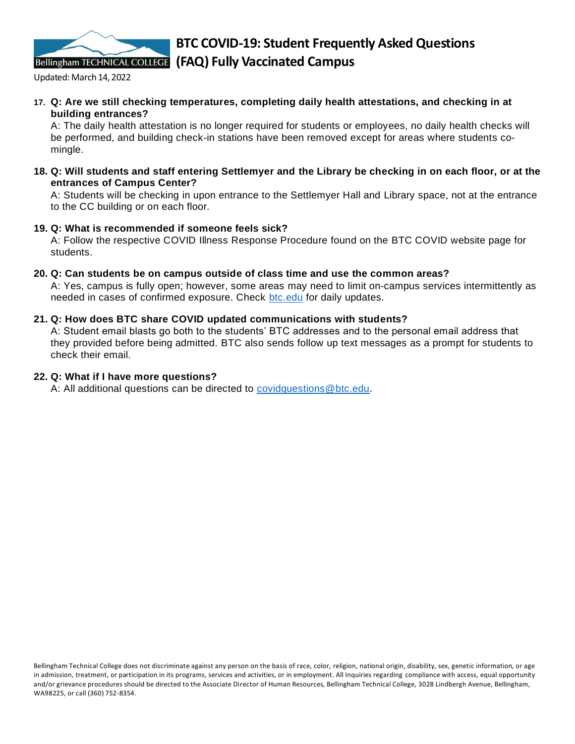17. **Q: Are we still checking temperatures, completing daily health attestations, and checking in at building entrances?**
    A: The daily health attestation is no longer required for students or employees, no daily health checks will be performed, and building check-in stations have been removed except for areas where students co-mingle.

18. **Q: Will students and staff entering Settlemyer and the Library be checking in on each floor, or at the entrances of Campus Center?**
    A: Students will be checking in upon entrance to the Settlemyer Hall and Library space, not at the entrance to the CC building or on each floor.

19. **Q: What is recommended if someone feels sick?**
    A: Follow the respective COVID Illness Response Procedure found on the BTC COVID website page for students.

20. **Q: Can students be on campus outside of class time and use the common areas?**
    A: Yes, campus is fully open; however, some areas may need to limit on-campus services intermittently as needed in cases of confirmed exposure. Check [btc.edu](btc.edu) for daily updates.

21. **Q: How does BTC share COVID updated communications with students?**
    A: Student email blasts go both to the students' BTC addresses and to the personal email address that they provided before being admitted. BTC also sends follow up text messages as a prompt for students to check their email.

22. **Q: What if I have more questions?**
    A: All additional questions can be directed to [covidquestions@btc.edu](mailto:covidquestions@btc.edu).

Bellingham Technical College does not discriminate against any person on the basis of race, color, religion, national origin, disability, sex, genetic information, or age in admission, treatment, or participation in its programs, services and activities, or in employment. All Inquiries regarding compliance with access, equal opportunity and/or grievance procedures should be directed to the Associate Director of Human Resources, Bellingham Technical College, 3028 Lindbergh Avenue, Bellingham, WA98225, or call (360) 752-8354.